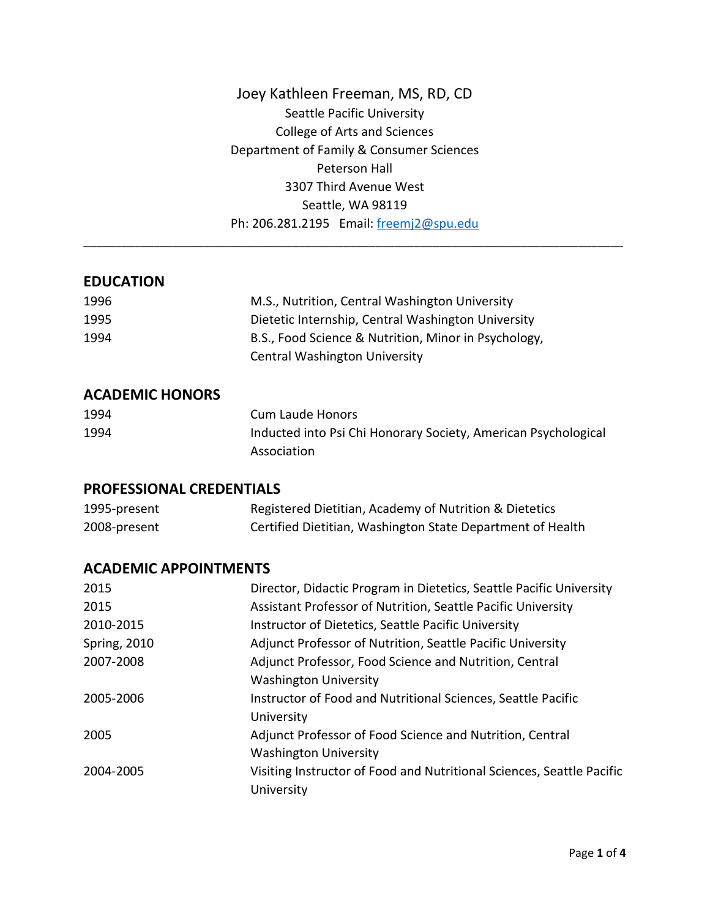# Joey Kathleen Freeman, MS, RD, CD

Seattle Pacific University
College of Arts and Sciences
Department of Family & Consumer Sciences
Peterson Hall
3307 Third Avenue West
Seattle, WA 98119
Ph: 206.281.2195 Email: freemj2@spu.edu

---

## EDUCATION

| | |
|---|---|
| 1996 | M.S., Nutrition, Central Washington University |
| 1995 | Dietetic Internship, Central Washington University |
| 1994 | B.S., Food Science & Nutrition, Minor in Psychology, Central Washington University |

## ACADEMIC HONORS

| | |
|---|---|
| 1994 | Cum Laude Honors |
| 1994 | Inducted into Psi Chi Honorary Society, American Psychological Association |

## PROFESSIONAL CREDENTIALS

| | |
|---|---|
| 1995-present | Registered Dietitian, Academy of Nutrition & Dietetics |
| 2008-present | Certified Dietitian, Washington State Department of Health |

## ACADEMIC APPOINTMENTS

| | |
|---|---|
| 2015 | Director, Didactic Program in Dietetics, Seattle Pacific University |
| 2015 | Assistant Professor of Nutrition, Seattle Pacific University |
| 2010-2015 | Instructor of Dietetics, Seattle Pacific University |
| Spring, 2010 | Adjunct Professor of Nutrition, Seattle Pacific University |
| 2007-2008 | Adjunct Professor, Food Science and Nutrition, Central Washington University |
| 2005-2006 | Instructor of Food and Nutritional Sciences, Seattle Pacific University |
| 2005 | Adjunct Professor of Food Science and Nutrition, Central Washington University |
| 2004-2005 | Visiting Instructor of Food and Nutritional Sciences, Seattle Pacific University |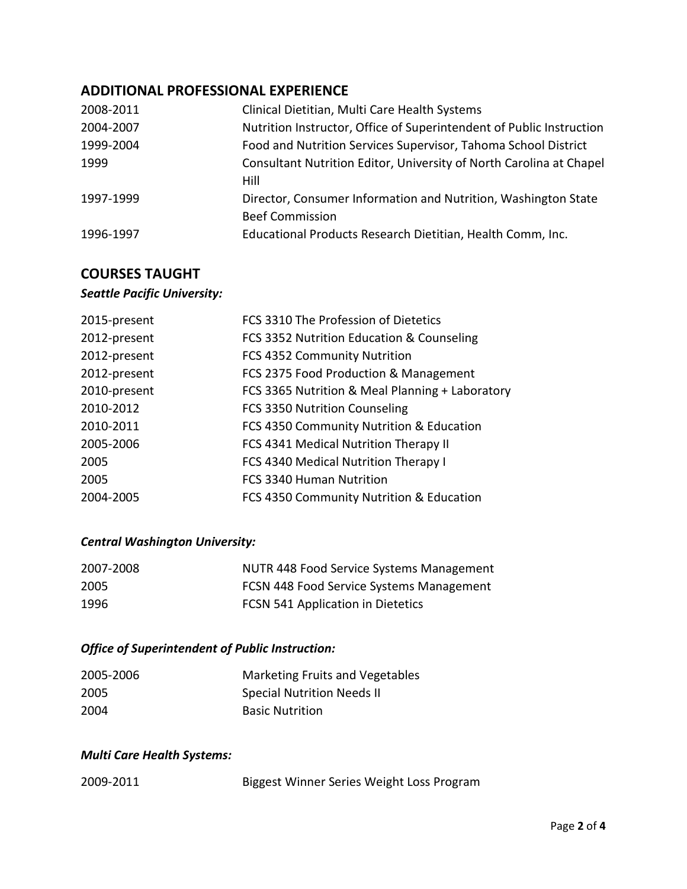## ADDITIONAL PROFESSIONAL EXPERIENCE

| | |
|---|---|
| 2008-2011 | Clinical Dietitian, Multi Care Health Systems |
| 2004-2007 | Nutrition Instructor, Office of Superintendent of Public Instruction |
| 1999-2004 | Food and Nutrition Services Supervisor, Tahoma School District |
| 1999 | Consultant Nutrition Editor, University of North Carolina at Chapel Hill |
| 1997-1999 | Director, Consumer Information and Nutrition, Washington State Beef Commission |
| 1996-1997 | Educational Products Research Dietitian, Health Comm, Inc. |

## COURSES TAUGHT

### *Seattle Pacific University:*

| | |
|---|---|
| 2015-present | FCS 3310 The Profession of Dietetics |
| 2012-present | FCS 3352 Nutrition Education & Counseling |
| 2012-present | FCS 4352 Community Nutrition |
| 2012-present | FCS 2375 Food Production & Management |
| 2010-present | FCS 3365 Nutrition & Meal Planning + Laboratory |
| 2010-2012 | FCS 3350 Nutrition Counseling |
| 2010-2011 | FCS 4350 Community Nutrition & Education |
| 2005-2006 | FCS 4341 Medical Nutrition Therapy II |
| 2005 | FCS 4340 Medical Nutrition Therapy I |
| 2005 | FCS 3340 Human Nutrition |
| 2004-2005 | FCS 4350 Community Nutrition & Education |

### *Central Washington University:*

| | |
|---|---|
| 2007-2008 | NUTR 448 Food Service Systems Management |
| 2005 | FCSN 448 Food Service Systems Management |
| 1996 | FCSN 541 Application in Dietetics |

### *Office of Superintendent of Public Instruction:*

| | |
|---|---|
| 2005-2006 | Marketing Fruits and Vegetables |
| 2005 | Special Nutrition Needs II |
| 2004 | Basic Nutrition |

### *Multi Care Health Systems:*

| | |
|---|---|
| 2009-2011 | Biggest Winner Series Weight Loss Program |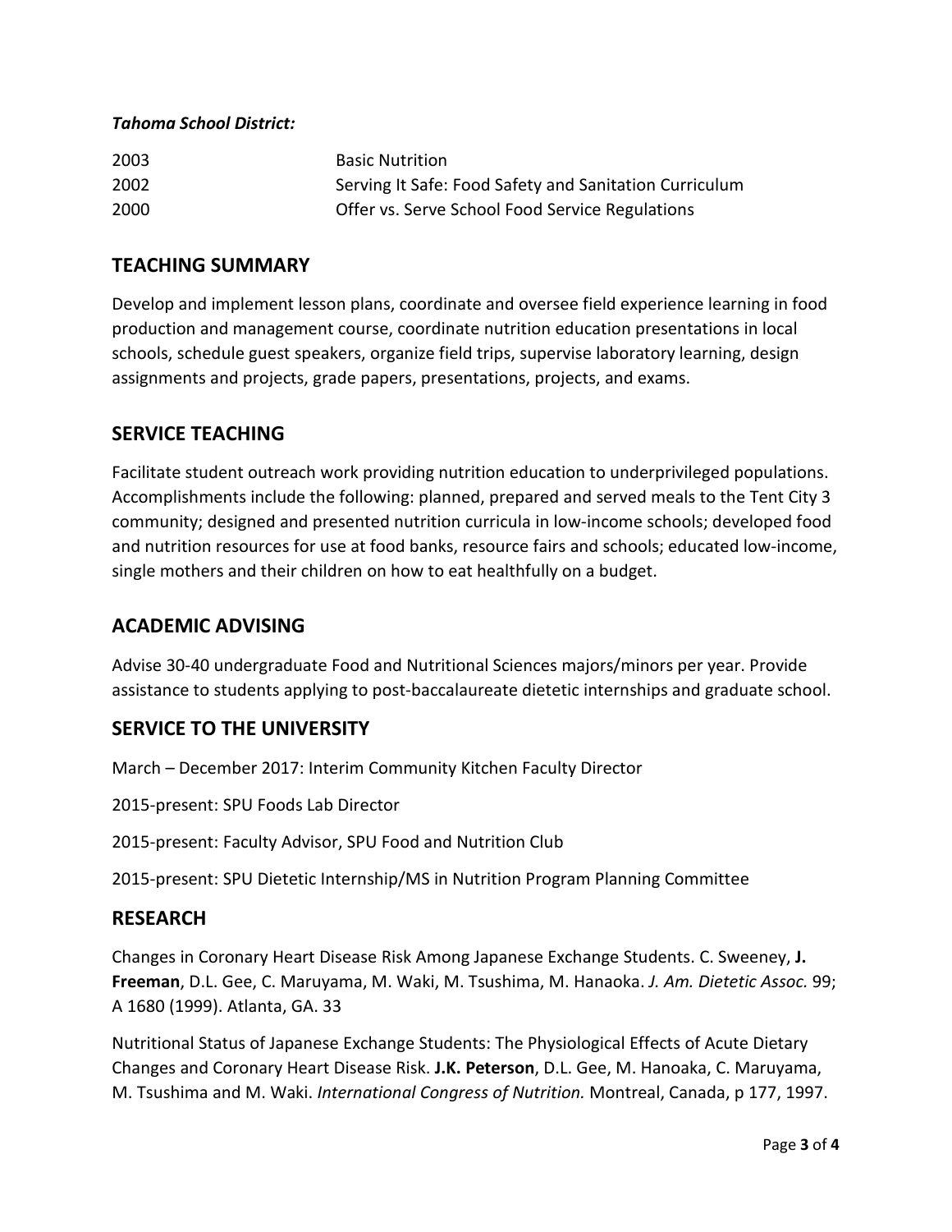***Tahoma School District:***

| | |
|---|---|
| 2003 | Basic Nutrition |
| 2002 | Serving It Safe: Food Safety and Sanitation Curriculum |
| 2000 | Offer vs. Serve School Food Service Regulations |

## TEACHING SUMMARY

Develop and implement lesson plans, coordinate and oversee field experience learning in food production and management course, coordinate nutrition education presentations in local schools, schedule guest speakers, organize field trips, supervise laboratory learning, design assignments and projects, grade papers, presentations, projects, and exams.

## SERVICE TEACHING

Facilitate student outreach work providing nutrition education to underprivileged populations. Accomplishments include the following: planned, prepared and served meals to the Tent City 3 community; designed and presented nutrition curricula in low-income schools; developed food and nutrition resources for use at food banks, resource fairs and schools; educated low-income, single mothers and their children on how to eat healthfully on a budget.

## ACADEMIC ADVISING

Advise 30-40 undergraduate Food and Nutritional Sciences majors/minors per year. Provide assistance to students applying to post-baccalaureate dietetic internships and graduate school.

## SERVICE TO THE UNIVERSITY

March – December 2017: Interim Community Kitchen Faculty Director

2015-present: SPU Foods Lab Director

2015-present: Faculty Advisor, SPU Food and Nutrition Club

2015-present: SPU Dietetic Internship/MS in Nutrition Program Planning Committee

## RESEARCH

Changes in Coronary Heart Disease Risk Among Japanese Exchange Students. C. Sweeney, **J. Freeman**, D.L. Gee, C. Maruyama, M. Waki, M. Tsushima, M. Hanaoka. *J. Am. Dietetic Assoc.* 99; A 1680 (1999). Atlanta, GA. 33

Nutritional Status of Japanese Exchange Students: The Physiological Effects of Acute Dietary Changes and Coronary Heart Disease Risk. **J.K. Peterson**, D.L. Gee, M. Hanoaka, C. Maruyama, M. Tsushima and M. Waki. *International Congress of Nutrition.* Montreal, Canada, p 177, 1997.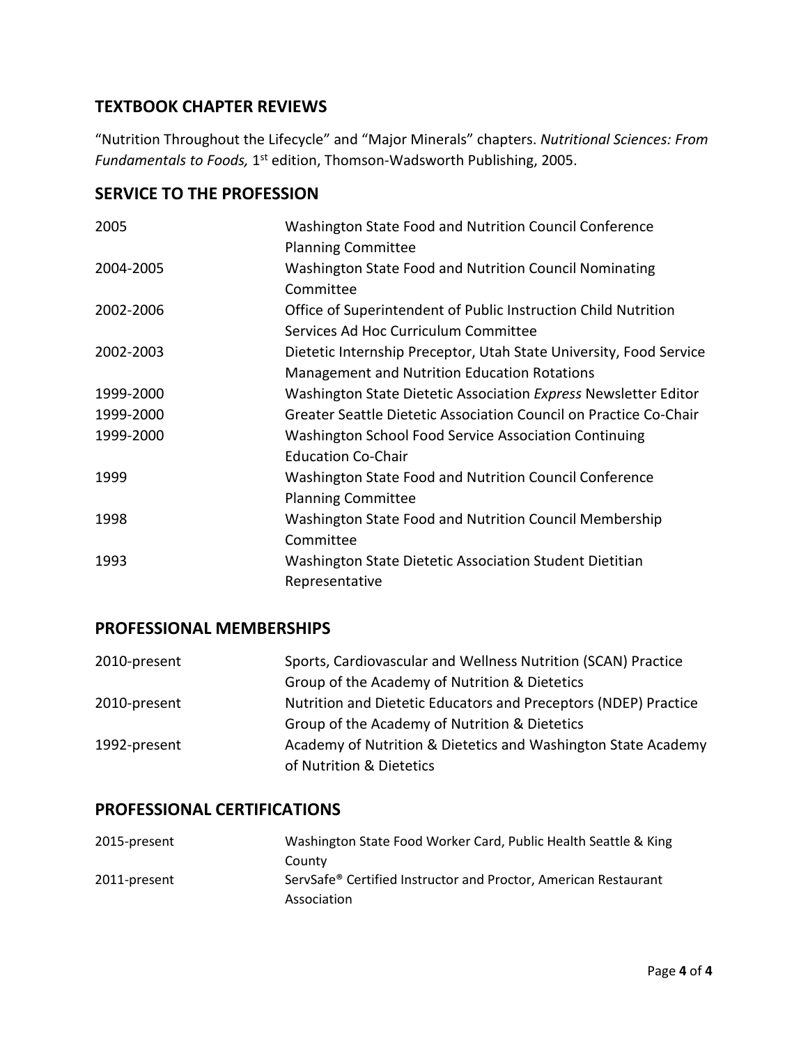## TEXTBOOK CHAPTER REVIEWS

"Nutrition Throughout the Lifecycle" and "Major Minerals" chapters. *Nutritional Sciences: From Fundamentals to Foods,* 1st edition, Thomson-Wadsworth Publishing, 2005.

## SERVICE TO THE PROFESSION

| | |
|---|---|
| 2005 | Washington State Food and Nutrition Council Conference Planning Committee |
| 2004-2005 | Washington State Food and Nutrition Council Nominating Committee |
| 2002-2006 | Office of Superintendent of Public Instruction Child Nutrition Services Ad Hoc Curriculum Committee |
| 2002-2003 | Dietetic Internship Preceptor, Utah State University, Food Service Management and Nutrition Education Rotations |
| 1999-2000 | Washington State Dietetic Association *Express* Newsletter Editor |
| 1999-2000 | Greater Seattle Dietetic Association Council on Practice Co-Chair |
| 1999-2000 | Washington School Food Service Association Continuing Education Co-Chair |
| 1999 | Washington State Food and Nutrition Council Conference Planning Committee |
| 1998 | Washington State Food and Nutrition Council Membership Committee |
| 1993 | Washington State Dietetic Association Student Dietitian Representative |

## PROFESSIONAL MEMBERSHIPS

| | |
|---|---|
| 2010-present | Sports, Cardiovascular and Wellness Nutrition (SCAN) Practice Group of the Academy of Nutrition & Dietetics |
| 2010-present | Nutrition and Dietetic Educators and Preceptors (NDEP) Practice Group of the Academy of Nutrition & Dietetics |
| 1992-present | Academy of Nutrition & Dietetics and Washington State Academy of Nutrition & Dietetics |

## PROFESSIONAL CERTIFICATIONS

| | |
|---|---|
| 2015-present | Washington State Food Worker Card, Public Health Seattle & King County |
| 2011-present | ServSafe® Certified Instructor and Proctor, American Restaurant Association |